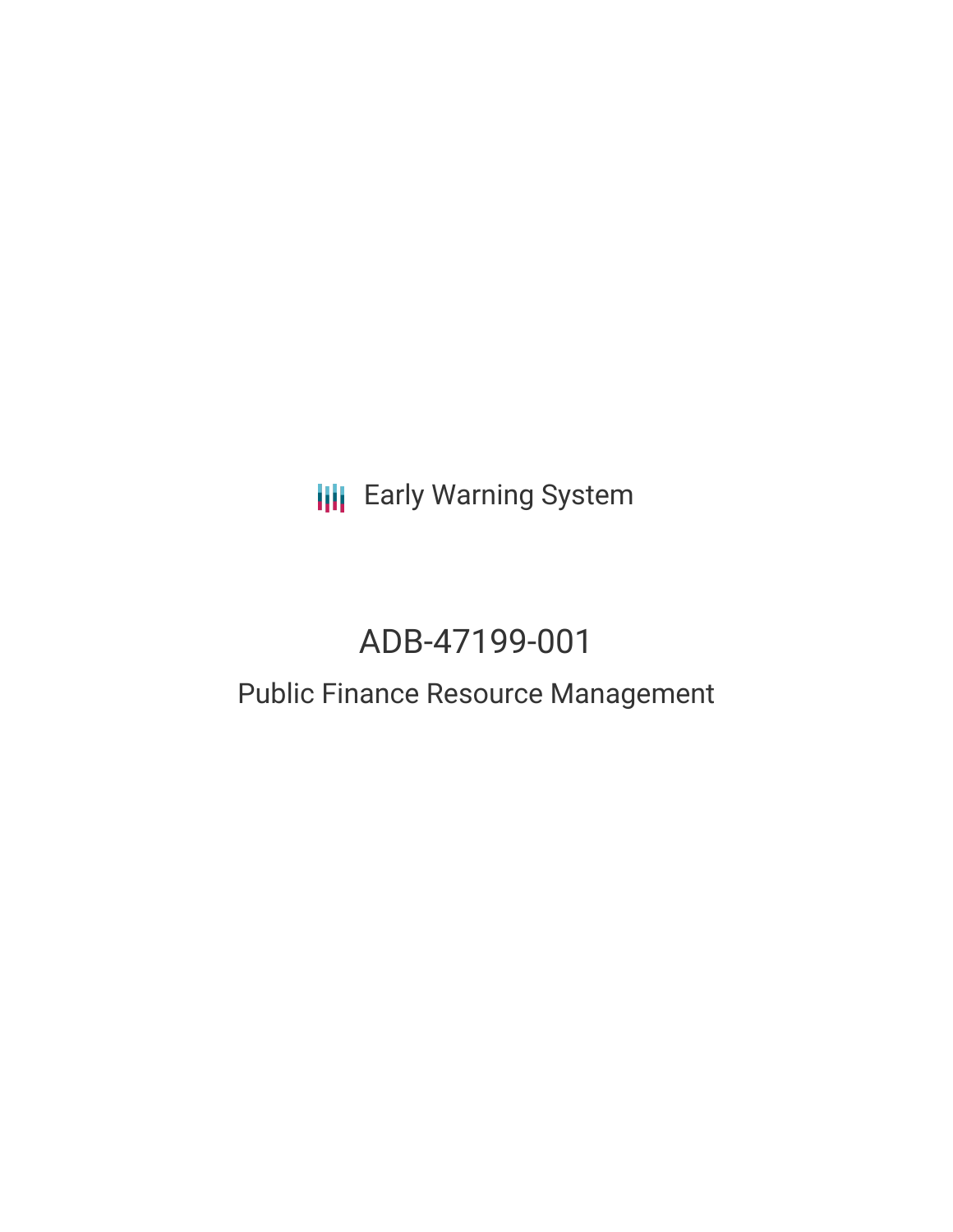Early Warning System

# ADB-47199-001

## Public Finance Resource Management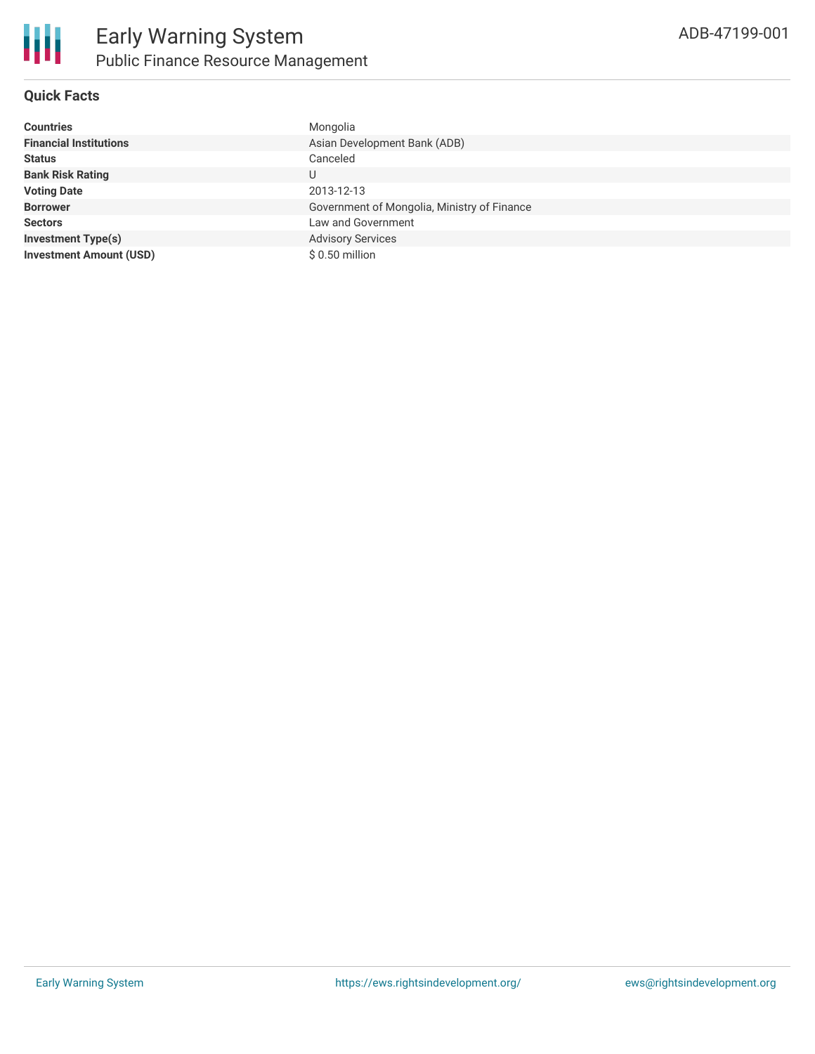# Early Warning System

## Public Finance Resource Management

ADB-47199-001

### Quick Facts

| | |
|---|---|
| **Countries** | Mongolia |
| **Financial Institutions** | Asian Development Bank (ADB) |
| **Status** | Canceled |
| **Bank Risk Rating** | U |
| **Voting Date** | 2013-12-13 |
| **Borrower** | Government of Mongolia, Ministry of Finance |
| **Sectors** | Law and Government |
| **Investment Type(s)** | Advisory Services |
| **Investment Amount (USD)** | $ 0.50 million |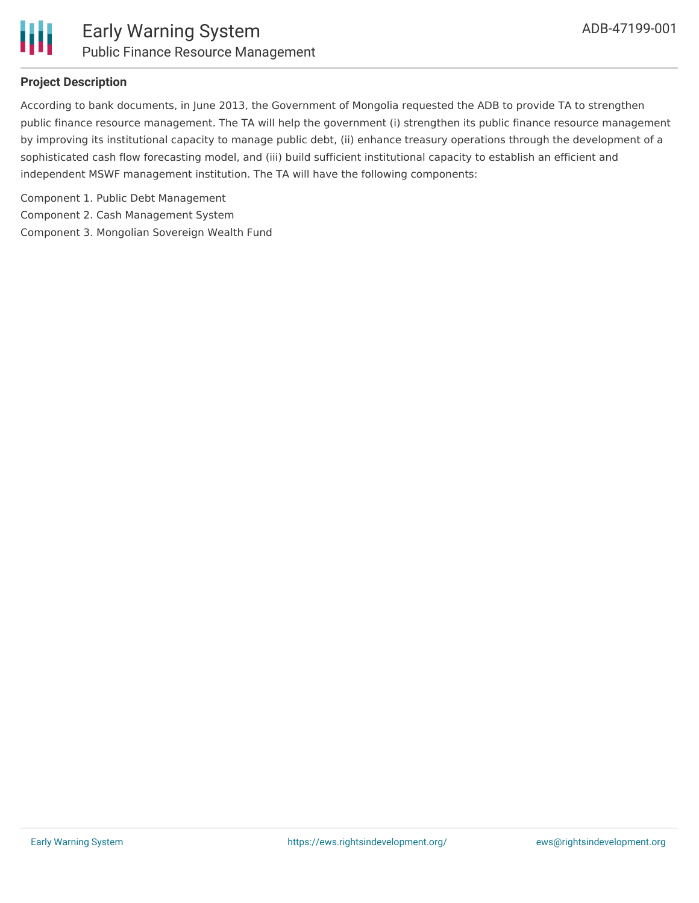**Project Description**

According to bank documents, in June 2013, the Government of Mongolia requested the ADB to provide TA to strengthen public finance resource management. The TA will help the government (i) strengthen its public finance resource management by improving its institutional capacity to manage public debt, (ii) enhance treasury operations through the development of a sophisticated cash flow forecasting model, and (iii) build sufficient institutional capacity to establish an efficient and independent MSWF management institution. The TA will have the following components:

Component 1. Public Debt Management
Component 2. Cash Management System
Component 3. Mongolian Sovereign Wealth Fund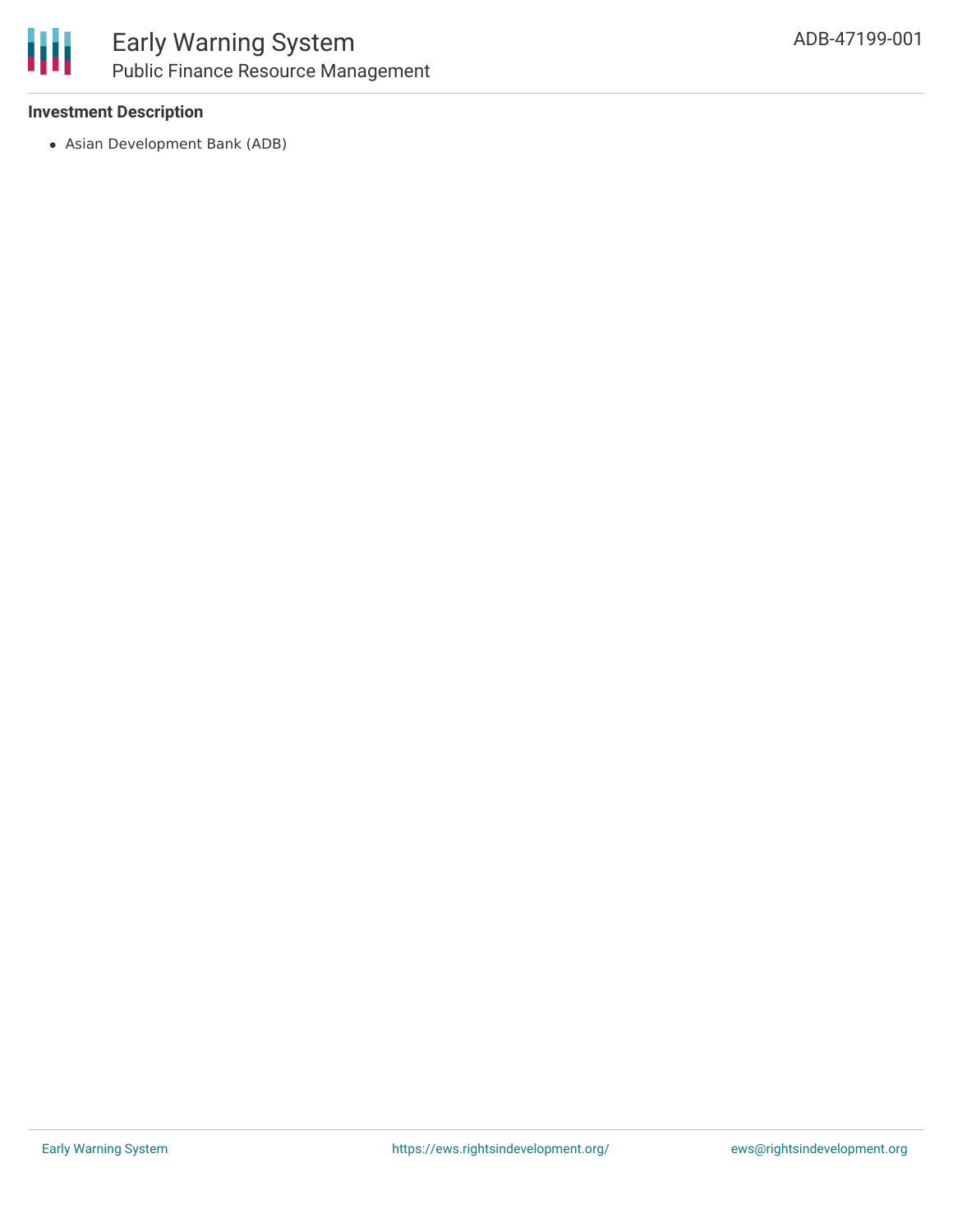### Investment Description

- Asian Development Bank (ADB)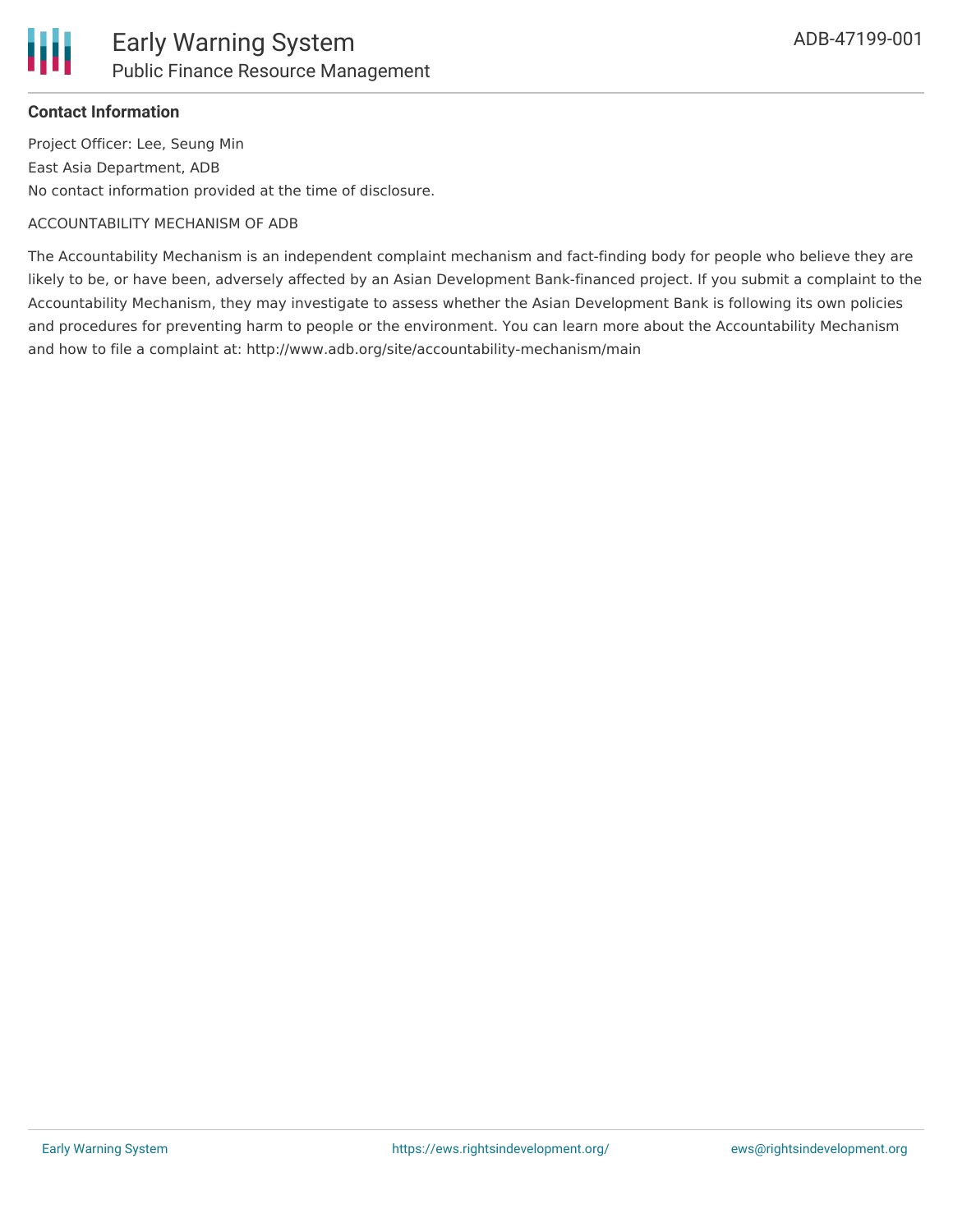**Contact Information**

Project Officer: Lee, Seung Min

East Asia Department, ADB

No contact information provided at the time of disclosure.

ACCOUNTABILITY MECHANISM OF ADB

The Accountability Mechanism is an independent complaint mechanism and fact-finding body for people who believe they are likely to be, or have been, adversely affected by an Asian Development Bank-financed project. If you submit a complaint to the Accountability Mechanism, they may investigate to assess whether the Asian Development Bank is following its own policies and procedures for preventing harm to people or the environment. You can learn more about the Accountability Mechanism and how to file a complaint at: http://www.adb.org/site/accountability-mechanism/main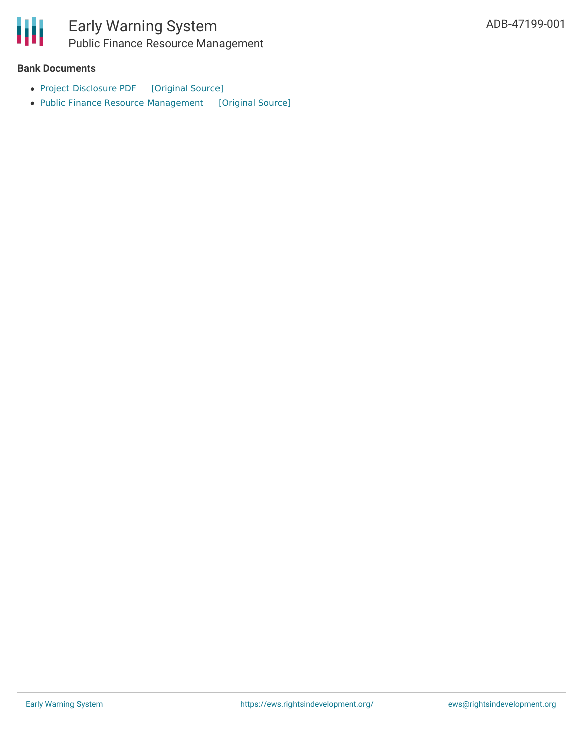**Bank Documents**

- Project Disclosure PDF [Original Source]
- Public Finance Resource Management [Original Source]